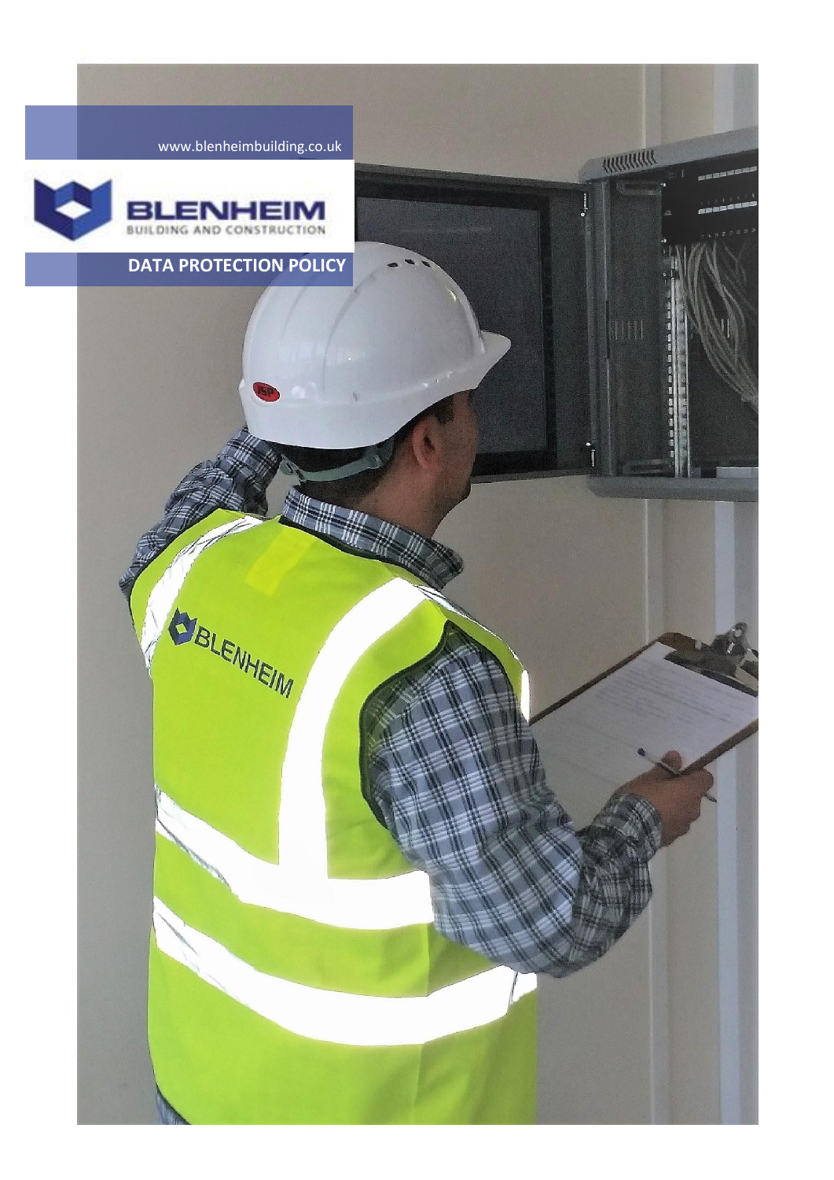www.blenheimbuilding.co.uk

BLENHEIM
BUILDING AND CONSTRUCTION

# DATA PROTECTION POLICY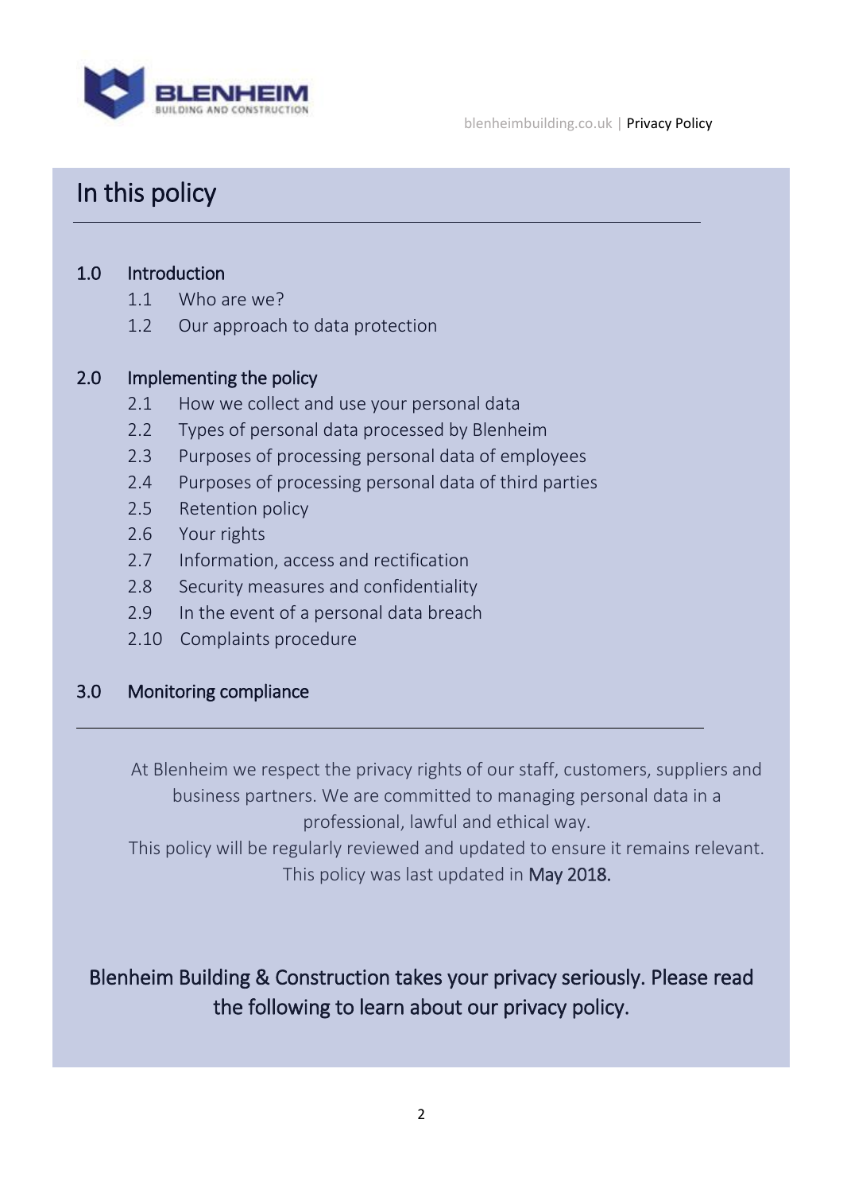# In this policy

**1.0 Introduction**

- 1.1 Who are we?
- 1.2 Our approach to data protection

**2.0 Implementing the policy**

- 2.1 How we collect and use your personal data
- 2.2 Types of personal data processed by Blenheim
- 2.3 Purposes of processing personal data of employees
- 2.4 Purposes of processing personal data of third parties
- 2.5 Retention policy
- 2.6 Your rights
- 2.7 Information, access and rectification
- 2.8 Security measures and confidentiality
- 2.9 In the event of a personal data breach
- 2.10 Complaints procedure

**3.0 Monitoring compliance**

---

At Blenheim we respect the privacy rights of our staff, customers, suppliers and business partners. We are committed to managing personal data in a professional, lawful and ethical way.

This policy will be regularly reviewed and updated to ensure it remains relevant. This policy was last updated in May 2018.

Blenheim Building & Construction takes your privacy seriously. Please read the following to learn about our privacy policy.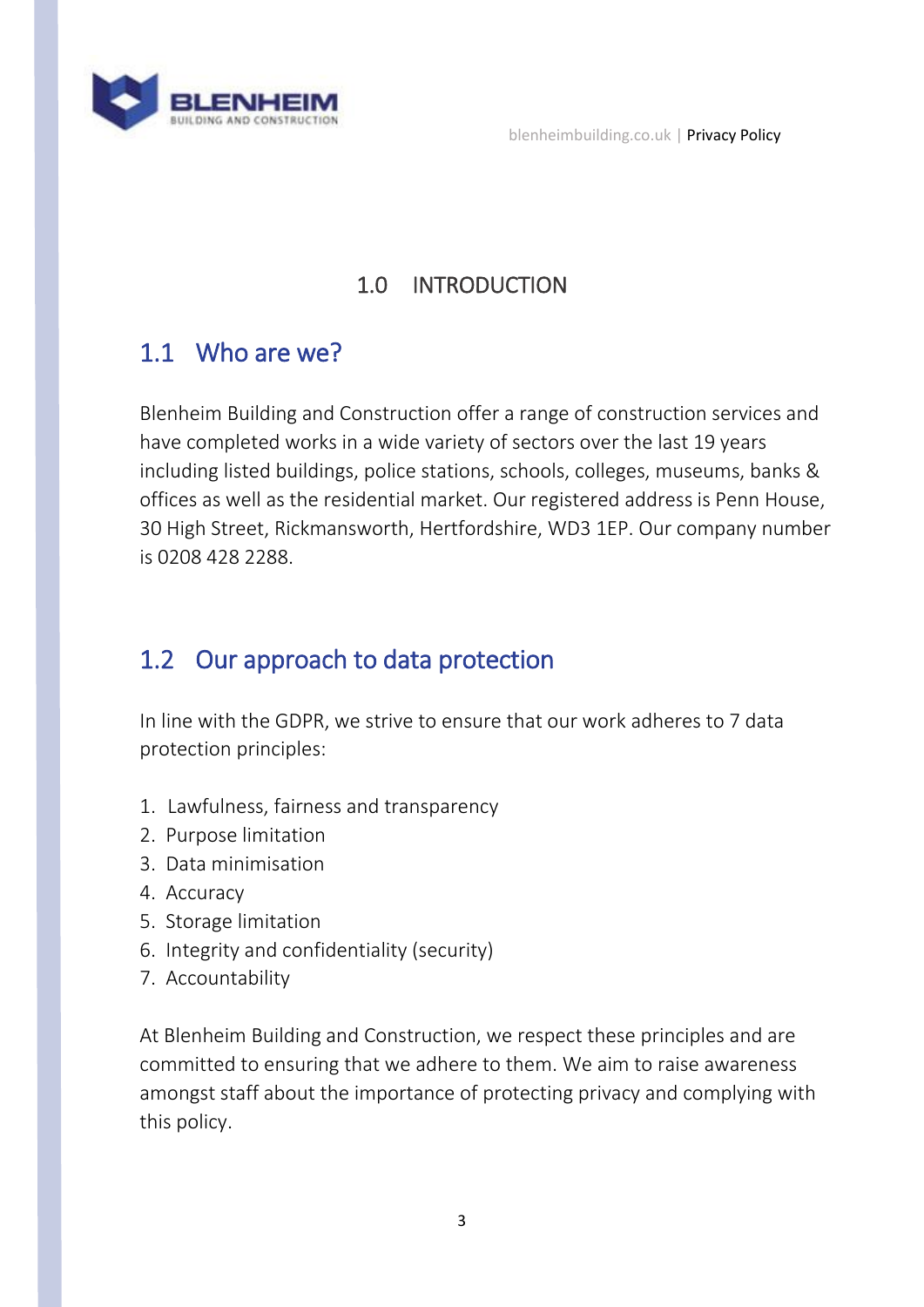# 1.0 INTRODUCTION

## 1.1 Who are we?

Blenheim Building and Construction offer a range of construction services and have completed works in a wide variety of sectors over the last 19 years including listed buildings, police stations, schools, colleges, museums, banks & offices as well as the residential market. Our registered address is Penn House, 30 High Street, Rickmansworth, Hertfordshire, WD3 1EP. Our company number is 0208 428 2288.

## 1.2 Our approach to data protection

In line with the GDPR, we strive to ensure that our work adheres to 7 data protection principles:

1. Lawfulness, fairness and transparency
2. Purpose limitation
3. Data minimisation
4. Accuracy
5. Storage limitation
6. Integrity and confidentiality (security)
7. Accountability

At Blenheim Building and Construction, we respect these principles and are committed to ensuring that we adhere to them. We aim to raise awareness amongst staff about the importance of protecting privacy and complying with this policy.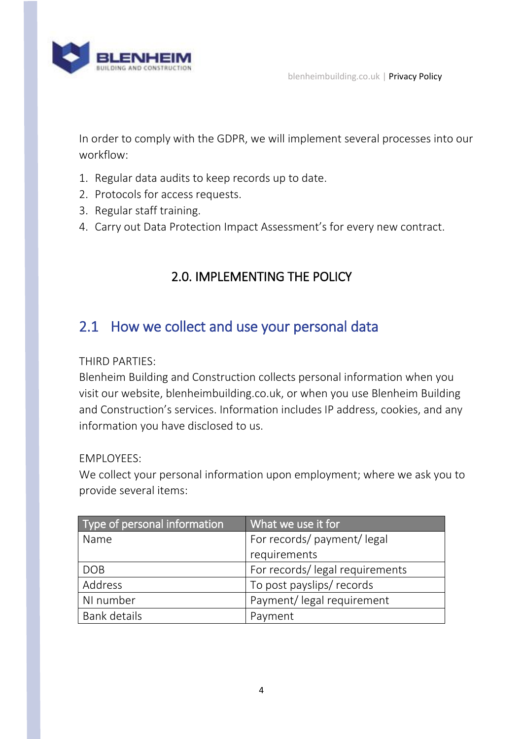In order to comply with the GDPR, we will implement several processes into our workflow:

1. Regular data audits to keep records up to date.
2. Protocols for access requests.
3. Regular staff training.
4. Carry out Data Protection Impact Assessment's for every new contract.

# 2.0. IMPLEMENTING THE POLICY

## 2.1 How we collect and use your personal data

THIRD PARTIES:
Blenheim Building and Construction collects personal information when you visit our website, blenheimbuilding.co.uk, or when you use Blenheim Building and Construction's services. Information includes IP address, cookies, and any information you have disclosed to us.

EMPLOYEES:
We collect your personal information upon employment; where we ask you to provide several items:

| Type of personal information | What we use it for |
| --- | --- |
| Name | For records/ payment/ legal requirements |
| DOB | For records/ legal requirements |
| Address | To post payslips/ records |
| NI number | Payment/ legal requirement |
| Bank details | Payment |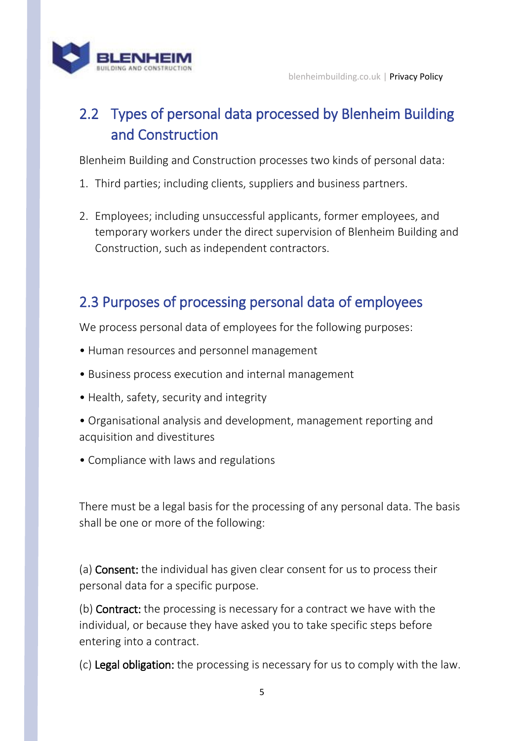## 2.2 Types of personal data processed by Blenheim Building and Construction

Blenheim Building and Construction processes two kinds of personal data:

1. Third parties; including clients, suppliers and business partners.

2. Employees; including unsuccessful applicants, former employees, and temporary workers under the direct supervision of Blenheim Building and Construction, such as independent contractors.

## 2.3 Purposes of processing personal data of employees

We process personal data of employees for the following purposes:

- Human resources and personnel management
- Business process execution and internal management
- Health, safety, security and integrity
- Organisational analysis and development, management reporting and acquisition and divestitures
- Compliance with laws and regulations

There must be a legal basis for the processing of any personal data. The basis shall be one or more of the following:

(a) **Consent:** the individual has given clear consent for us to process their personal data for a specific purpose.

(b) **Contract:** the processing is necessary for a contract we have with the individual, or because they have asked you to take specific steps before entering into a contract.

(c) **Legal obligation:** the processing is necessary for us to comply with the law.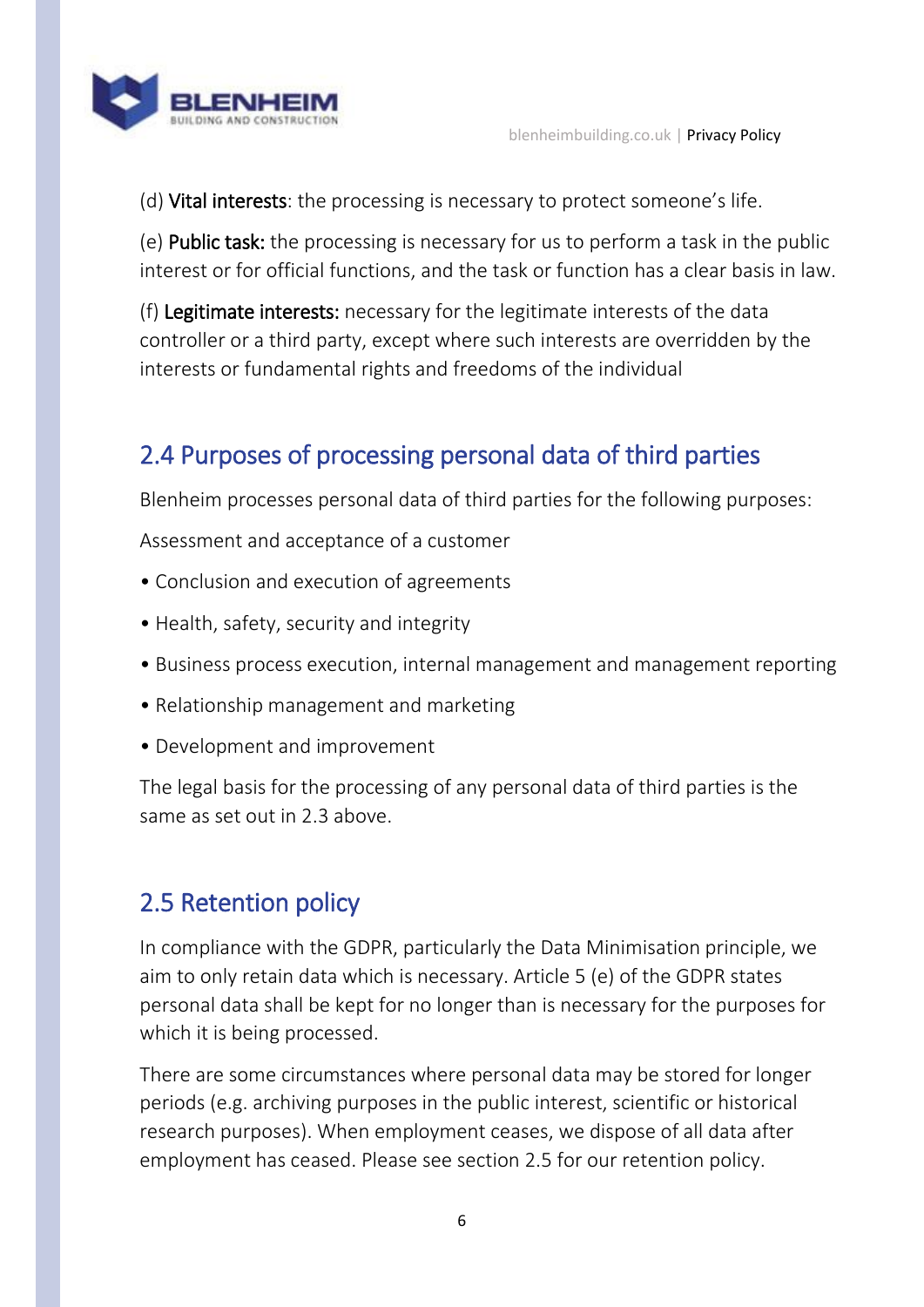(d) **Vital interests**: the processing is necessary to protect someone's life.

(e) **Public task:** the processing is necessary for us to perform a task in the public interest or for official functions, and the task or function has a clear basis in law.

(f) **Legitimate interests:** necessary for the legitimate interests of the data controller or a third party, except where such interests are overridden by the interests or fundamental rights and freedoms of the individual

## 2.4 Purposes of processing personal data of third parties

Blenheim processes personal data of third parties for the following purposes:

Assessment and acceptance of a customer

- Conclusion and execution of agreements
- Health, safety, security and integrity
- Business process execution, internal management and management reporting
- Relationship management and marketing
- Development and improvement

The legal basis for the processing of any personal data of third parties is the same as set out in 2.3 above.

## 2.5 Retention policy

In compliance with the GDPR, particularly the Data Minimisation principle, we aim to only retain data which is necessary. Article 5 (e) of the GDPR states personal data shall be kept for no longer than is necessary for the purposes for which it is being processed.

There are some circumstances where personal data may be stored for longer periods (e.g. archiving purposes in the public interest, scientific or historical research purposes). When employment ceases, we dispose of all data after employment has ceased. Please see section 2.5 for our retention policy.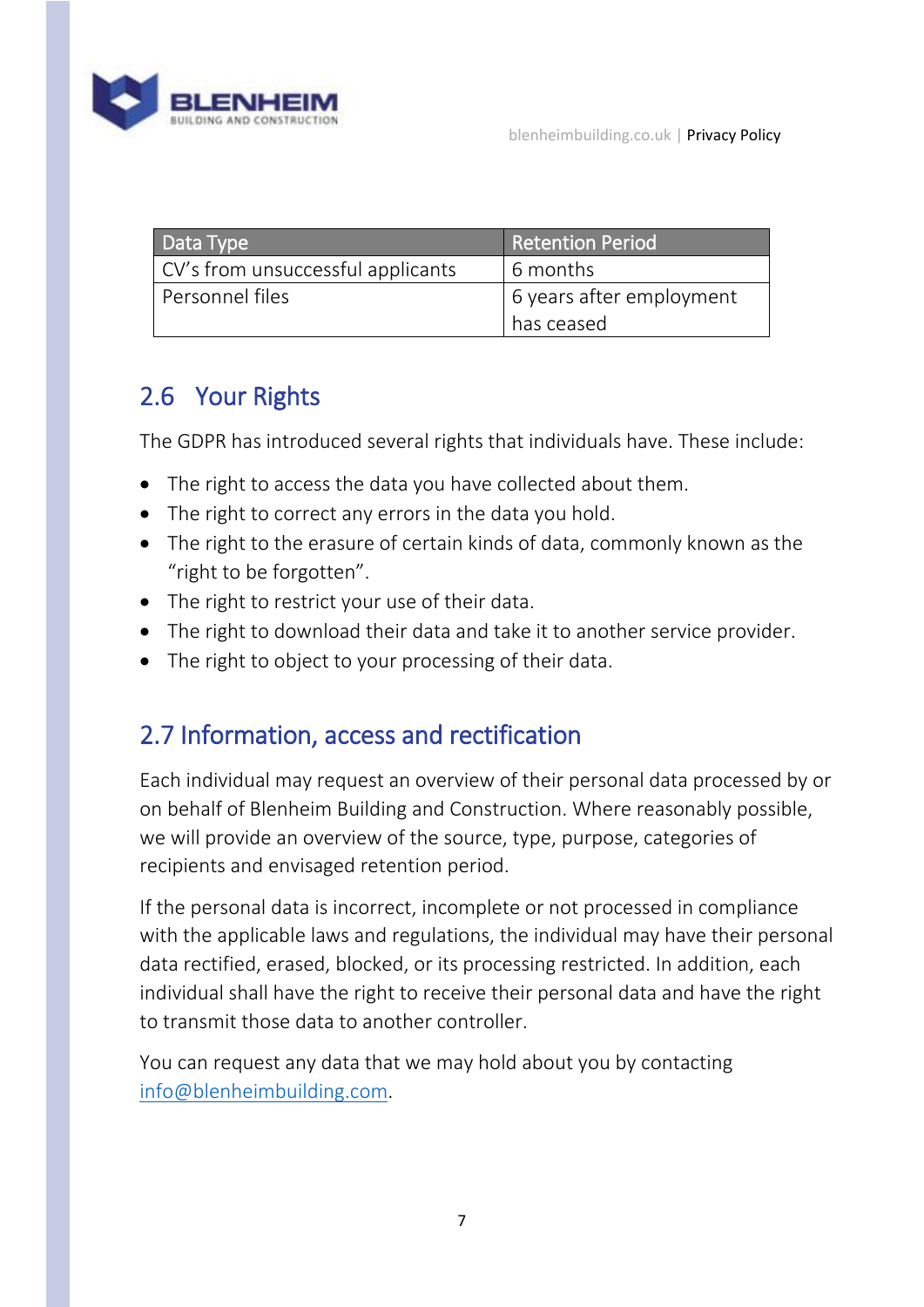| Data Type | Retention Period |
| --- | --- |
| CV's from unsuccessful applicants | 6 months |
| Personnel files | 6 years after employment has ceased |

## 2.6 Your Rights

The GDPR has introduced several rights that individuals have. These include:

- The right to access the data you have collected about them.
- The right to correct any errors in the data you hold.
- The right to the erasure of certain kinds of data, commonly known as the "right to be forgotten".
- The right to restrict your use of their data.
- The right to download their data and take it to another service provider.
- The right to object to your processing of their data.

## 2.7 Information, access and rectification

Each individual may request an overview of their personal data processed by or on behalf of Blenheim Building and Construction. Where reasonably possible, we will provide an overview of the source, type, purpose, categories of recipients and envisaged retention period.

If the personal data is incorrect, incomplete or not processed in compliance with the applicable laws and regulations, the individual may have their personal data rectified, erased, blocked, or its processing restricted. In addition, each individual shall have the right to receive their personal data and have the right to transmit those data to another controller.

You can request any data that we may hold about you by contacting info@blenheimbuilding.com.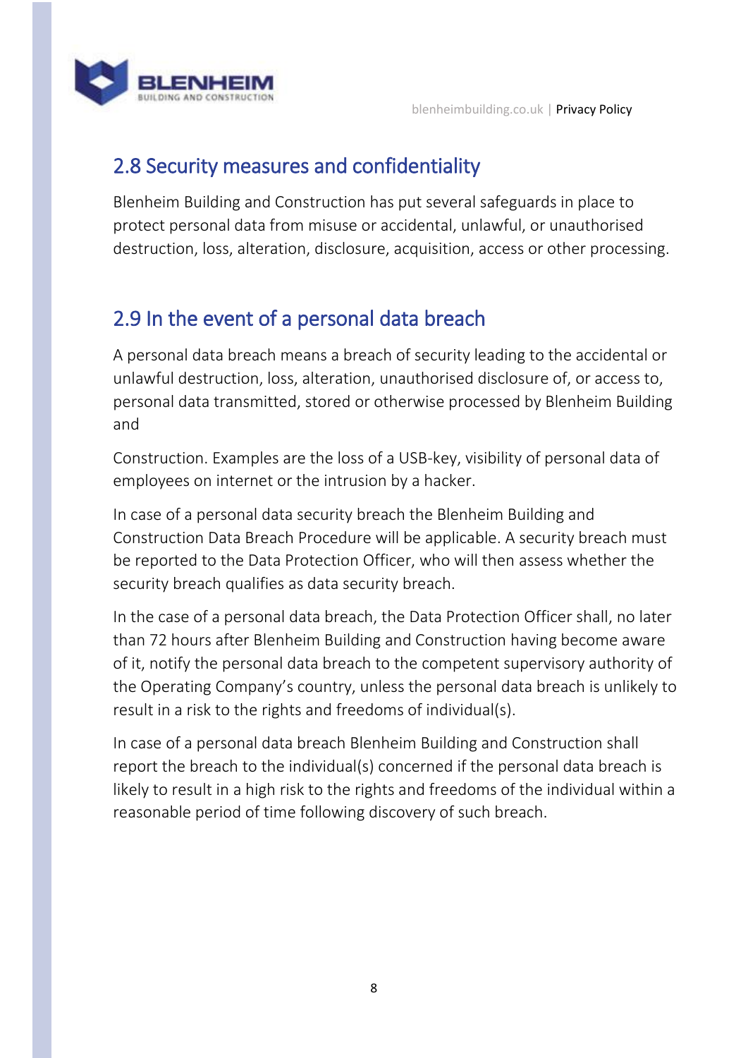## 2.8 Security measures and confidentiality

Blenheim Building and Construction has put several safeguards in place to protect personal data from misuse or accidental, unlawful, or unauthorised destruction, loss, alteration, disclosure, acquisition, access or other processing.

## 2.9 In the event of a personal data breach

A personal data breach means a breach of security leading to the accidental or unlawful destruction, loss, alteration, unauthorised disclosure of, or access to, personal data transmitted, stored or otherwise processed by Blenheim Building and

Construction. Examples are the loss of a USB-key, visibility of personal data of employees on internet or the intrusion by a hacker.

In case of a personal data security breach the Blenheim Building and Construction Data Breach Procedure will be applicable. A security breach must be reported to the Data Protection Officer, who will then assess whether the security breach qualifies as data security breach.

In the case of a personal data breach, the Data Protection Officer shall, no later than 72 hours after Blenheim Building and Construction having become aware of it, notify the personal data breach to the competent supervisory authority of the Operating Company's country, unless the personal data breach is unlikely to result in a risk to the rights and freedoms of individual(s).

In case of a personal data breach Blenheim Building and Construction shall report the breach to the individual(s) concerned if the personal data breach is likely to result in a high risk to the rights and freedoms of the individual within a reasonable period of time following discovery of such breach.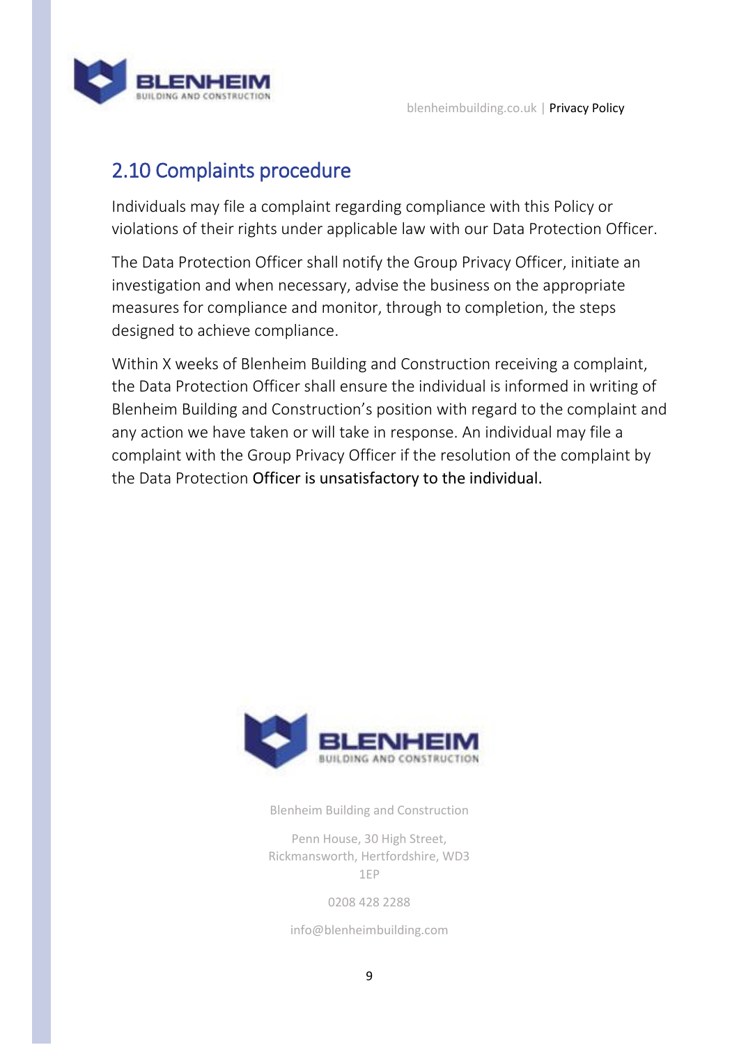## 2.10 Complaints procedure

Individuals may file a complaint regarding compliance with this Policy or violations of their rights under applicable law with our Data Protection Officer.

The Data Protection Officer shall notify the Group Privacy Officer, initiate an investigation and when necessary, advise the business on the appropriate measures for compliance and monitor, through to completion, the steps designed to achieve compliance.

Within X weeks of Blenheim Building and Construction receiving a complaint, the Data Protection Officer shall ensure the individual is informed in writing of Blenheim Building and Construction's position with regard to the complaint and any action we have taken or will take in response. An individual may file a complaint with the Group Privacy Officer if the resolution of the complaint by the Data Protection Officer is unsatisfactory to the individual.

Blenheim Building and Construction

Penn House, 30 High Street, Rickmansworth, Hertfordshire, WD3 1EP

0208 428 2288

info@blenheimbuilding.com